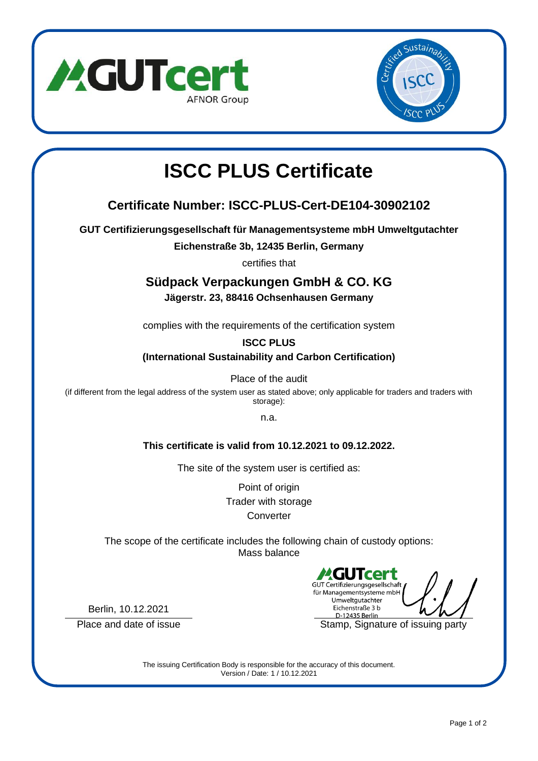# ISCC PLUS Certificate

## Certificate Number: ISCC-PLUS-Cert-DE104-30902102

**GUT Certifizierungsgesellschaft für Managementsysteme mbH Umweltgutachter**

**Eichenstraße 3b, 12435 Berlin, Germany**

certifies that

## Südpack Verpackungen GmbH & CO. KG

**Jägerstr. 23, 88416 Ochsenhausen Germany**

complies with the requirements of the certification system

**ISCC PLUS**

**(International Sustainability and Carbon Certification)**

Place of the audit

(if different from the legal address of the system user as stated above; only applicable for traders and traders with storage):

n.a.

**This certificate is valid from 10.12.2021 to 09.12.2022.**

The site of the system user is certified as:

Point of origin
Trader with storage
Converter

The scope of the certificate includes the following chain of custody options:
Mass balance

Berlin, 10.12.2021

Place and date of issue

GUTcert
GUT Certifizierungsgesellschaft für Managementsysteme mbH
Umweltgutachter
Eichenstraße 3 b
D-12435 Berlin

Stamp, Signature of issuing party

The issuing Certification Body is responsible for the accuracy of this document.
Version / Date: 1 / 10.12.2021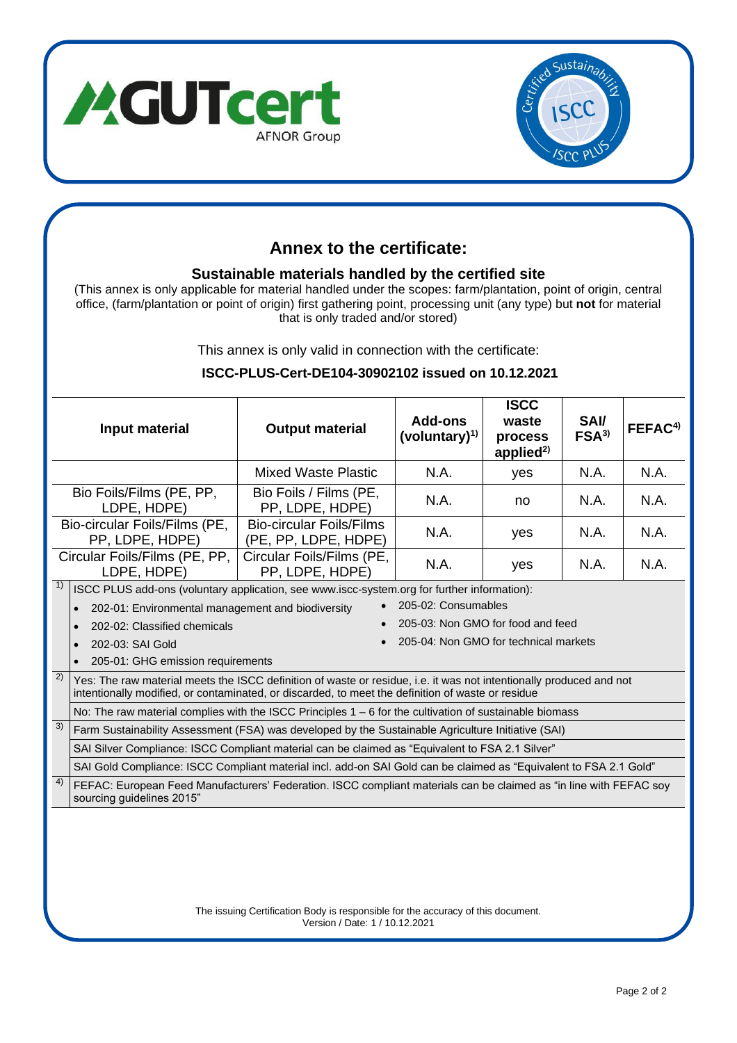# Annex to the certificate:

## Sustainable materials handled by the certified site

(This annex is only applicable for material handled under the scopes: farm/plantation, point of origin, central office, (farm/plantation or point of origin) first gathering point, processing unit (any type) but **not** for material that is only traded and/or stored)

This annex is only valid in connection with the certificate:

**ISCC-PLUS-Cert-DE104-30902102 issued on 10.12.2021**

| Input material | Output material | Add-ons (voluntary)[1] | ISCC waste process applied[2] | SAI/ FSA[3] | FEFAC[4] |
|---|---|---|---|---|---|
| | Mixed Waste Plastic | N.A. | yes | N.A. | N.A. |
| Bio Foils/Films (PE, PP, LDPE, HDPE) | Bio Foils / Films (PE, PP, LDPE, HDPE) | N.A. | no | N.A. | N.A. |
| Bio-circular Foils/Films (PE, PP, LDPE, HDPE) | Bio-circular Foils/Films (PE, PP, LDPE, HDPE) | N.A. | yes | N.A. | N.A. |
| Circular Foils/Films (PE, PP, LDPE, HDPE) | Circular Foils/Films (PE, PP, LDPE, HDPE) | N.A. | yes | N.A. | N.A. |

1) ISCC PLUS add-ons (voluntary application, see www.iscc-system.org for further information):

- 202-01: Environmental management and biodiversity
- 202-02: Classified chemicals
- 202-03: SAI Gold
- 205-01: GHG emission requirements
- 205-02: Consumables
- 205-03: Non GMO for food and feed
- 205-04: Non GMO for technical markets

2) Yes: The raw material meets the ISCC definition of waste or residue, i.e. it was not intentionally produced and not intentionally modified, or contaminated, or discarded, to meet the definition of waste or residue

No: The raw material complies with the ISCC Principles 1 – 6 for the cultivation of sustainable biomass

3) Farm Sustainability Assessment (FSA) was developed by the Sustainable Agriculture Initiative (SAI)

SAI Silver Compliance: ISCC Compliant material can be claimed as "Equivalent to FSA 2.1 Silver"

SAI Gold Compliance: ISCC Compliant material incl. add-on SAI Gold can be claimed as "Equivalent to FSA 2.1 Gold"

4) FEFAC: European Feed Manufacturers' Federation. ISCC compliant materials can be claimed as "in line with FEFAC soy sourcing guidelines 2015"

The issuing Certification Body is responsible for the accuracy of this document.
Version / Date: 1 / 10.12.2021